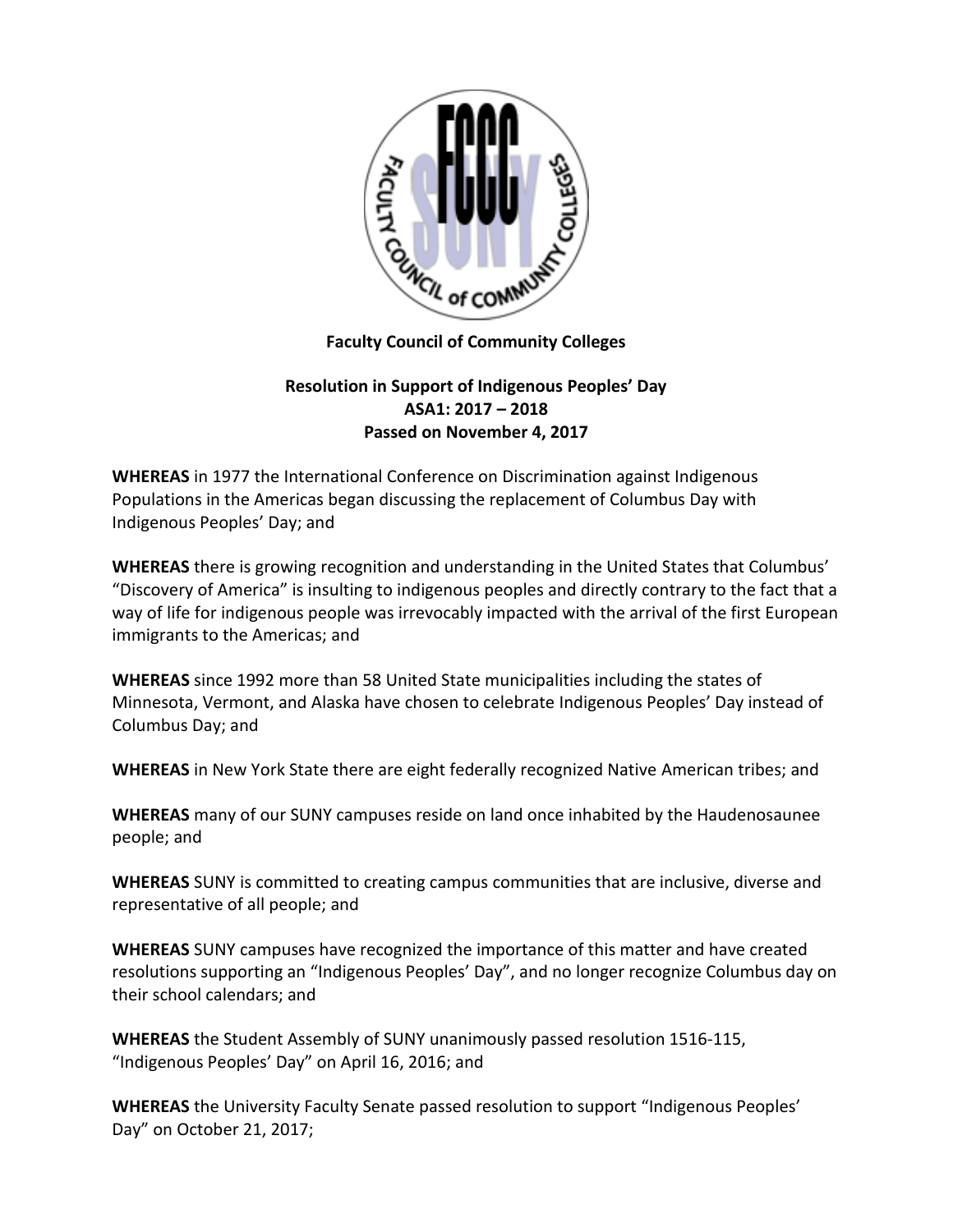**Faculty Council of Community Colleges**

**Resolution in Support of Indigenous Peoples' Day**
**ASA1: 2017 – 2018**
**Passed on November 4, 2017**

**WHEREAS** in 1977 the International Conference on Discrimination against Indigenous Populations in the Americas began discussing the replacement of Columbus Day with Indigenous Peoples' Day; and

**WHEREAS** there is growing recognition and understanding in the United States that Columbus' "Discovery of America" is insulting to indigenous peoples and directly contrary to the fact that a way of life for indigenous people was irrevocably impacted with the arrival of the first European immigrants to the Americas; and

**WHEREAS** since 1992 more than 58 United State municipalities including the states of Minnesota, Vermont, and Alaska have chosen to celebrate Indigenous Peoples' Day instead of Columbus Day; and

**WHEREAS** in New York State there are eight federally recognized Native American tribes; and

**WHEREAS** many of our SUNY campuses reside on land once inhabited by the Haudenosaunee people; and

**WHEREAS** SUNY is committed to creating campus communities that are inclusive, diverse and representative of all people; and

**WHEREAS** SUNY campuses have recognized the importance of this matter and have created resolutions supporting an "Indigenous Peoples' Day", and no longer recognize Columbus day on their school calendars; and

**WHEREAS** the Student Assembly of SUNY unanimously passed resolution 1516-115, "Indigenous Peoples' Day" on April 16, 2016; and

**WHEREAS** the University Faculty Senate passed resolution to support "Indigenous Peoples' Day" on October 21, 2017;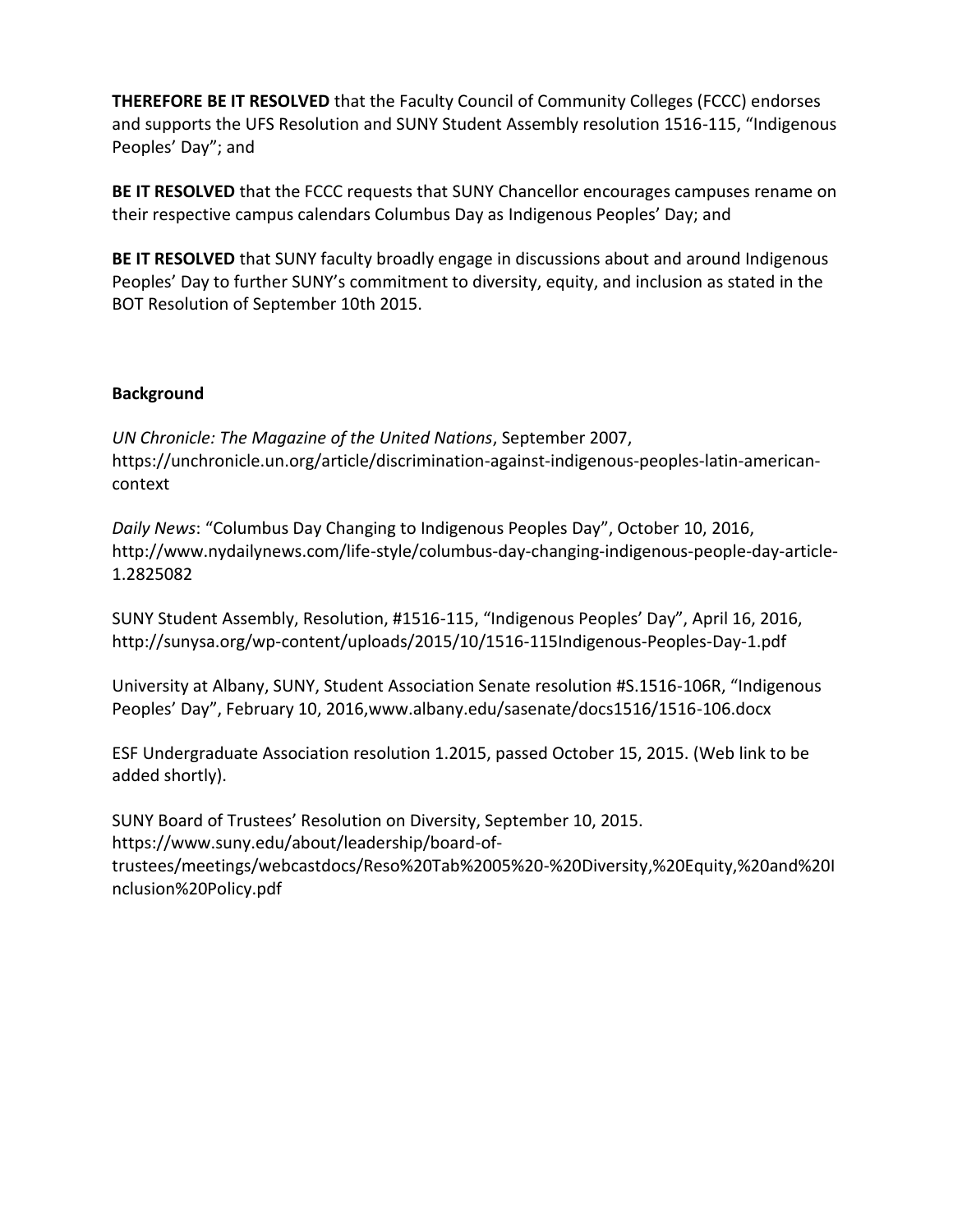**THEREFORE BE IT RESOLVED** that the Faculty Council of Community Colleges (FCCC) endorses and supports the UFS Resolution and SUNY Student Assembly resolution 1516-115, "Indigenous Peoples' Day"; and

**BE IT RESOLVED** that the FCCC requests that SUNY Chancellor encourages campuses rename on their respective campus calendars Columbus Day as Indigenous Peoples' Day; and

**BE IT RESOLVED** that SUNY faculty broadly engage in discussions about and around Indigenous Peoples' Day to further SUNY's commitment to diversity, equity, and inclusion as stated in the BOT Resolution of September 10th 2015.

**Background**

*UN Chronicle: The Magazine of the United Nations*, September 2007, https://unchronicle.un.org/article/discrimination-against-indigenous-peoples-latin-american-context

*Daily News*: "Columbus Day Changing to Indigenous Peoples Day", October 10, 2016, http://www.nydailynews.com/life-style/columbus-day-changing-indigenous-people-day-article-1.2825082

SUNY Student Assembly, Resolution, #1516-115, "Indigenous Peoples' Day", April 16, 2016, http://sunysa.org/wp-content/uploads/2015/10/1516-115Indigenous-Peoples-Day-1.pdf

University at Albany, SUNY, Student Association Senate resolution #S.1516-106R, "Indigenous Peoples' Day", February 10, 2016,www.albany.edu/sasenate/docs1516/1516-106.docx

ESF Undergraduate Association resolution 1.2015, passed October 15, 2015. (Web link to be added shortly).

SUNY Board of Trustees' Resolution on Diversity, September 10, 2015. https://www.suny.edu/about/leadership/board-of-trustees/meetings/webcastdocs/Reso%20Tab%2005%20-%20Diversity,%20Equity,%20and%20Inclusion%20Policy.pdf